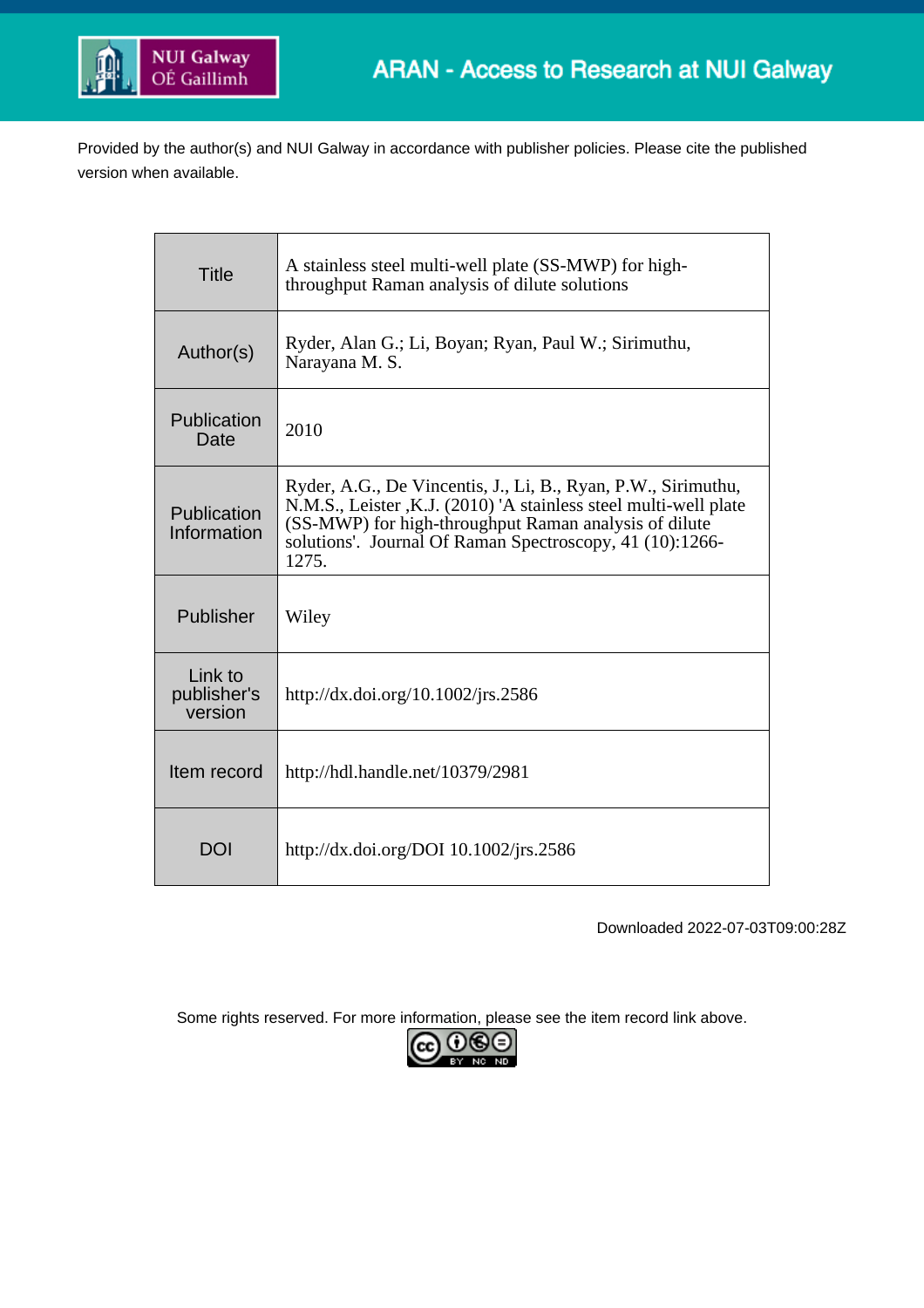ARAN - Access to Research at NUI Galway

Provided by the author(s) and NUI Galway in accordance with publisher policies. Please cite the published version when available.

| Title | A stainless steel multi-well plate (SS-MWP) for high-throughput Raman analysis of dilute solutions |
|---|---|
| Author(s) | Ryder, Alan G.; Li, Boyan; Ryan, Paul W.; Sirimuthu, Narayana M. S. |
| Publication Date | 2010 |
| Publication Information | Ryder, A.G., De Vincentis, J., Li, B., Ryan, P.W., Sirimuthu, N.M.S., Leister ,K.J. (2010) 'A stainless steel multi-well plate (SS-MWP) for high-throughput Raman analysis of dilute solutions'. Journal Of Raman Spectroscopy, 41 (10):1266-1275. |
| Publisher | Wiley |
| Link to publisher's version | http://dx.doi.org/10.1002/jrs.2586 |
| Item record | http://hdl.handle.net/10379/2981 |
| DOI | http://dx.doi.org/DOI 10.1002/jrs.2586 |

Downloaded 2022-07-03T09:00:28Z

Some rights reserved. For more information, please see the item record link above.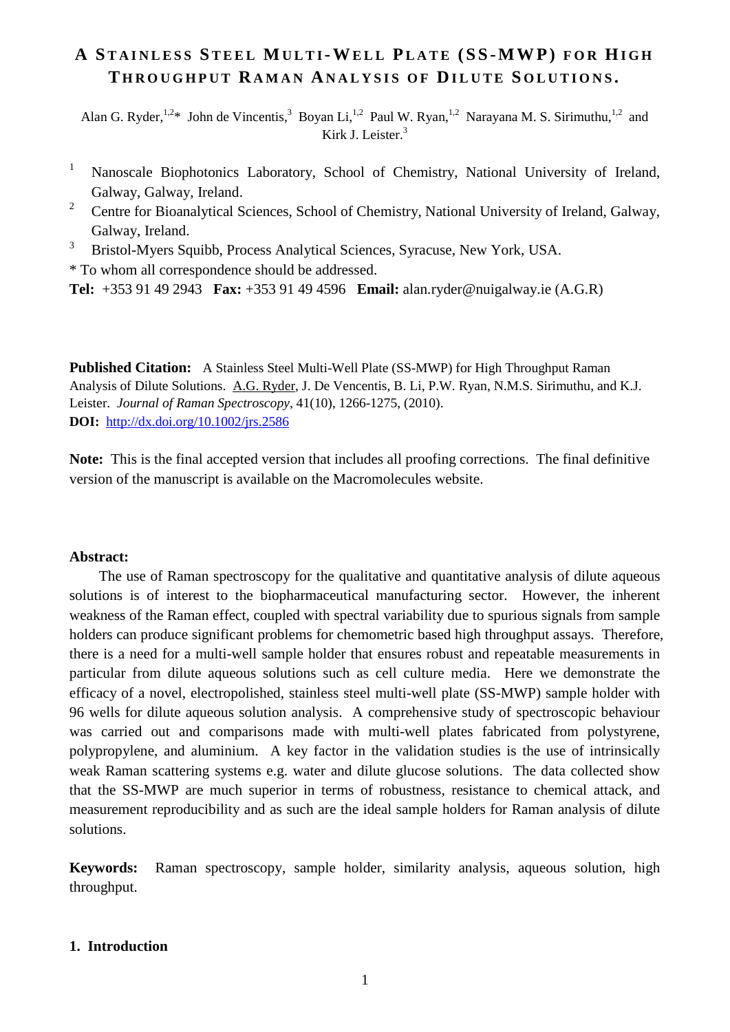# A STAINLESS STEEL MULTI-WELL PLATE (SS-MWP) FOR HIGH THROUGHPUT RAMAN ANALYSIS OF DILUTE SOLUTIONS.

Alan G. Ryder,[1,2]* John de Vincentis,[3] Boyan Li,[1,2] Paul W. Ryan,[1,2] Narayana M. S. Sirimuthu,[1,2] and Kirk J. Leister.[3]

[1] Nanoscale Biophotonics Laboratory, School of Chemistry, National University of Ireland, Galway, Galway, Ireland.

[2] Centre for Bioanalytical Sciences, School of Chemistry, National University of Ireland, Galway, Galway, Ireland.

[3] Bristol-Myers Squibb, Process Analytical Sciences, Syracuse, New York, USA.

\* To whom all correspondence should be addressed.

**Tel:** +353 91 49 2943 **Fax:** +353 91 49 4596 **Email:** alan.ryder@nuigalway.ie (A.G.R)

**Published Citation:** A Stainless Steel Multi-Well Plate (SS-MWP) for High Throughput Raman Analysis of Dilute Solutions. A.G. Ryder, J. De Vencentis, B. Li, P.W. Ryan, N.M.S. Sirimuthu, and K.J. Leister. *Journal of Raman Spectroscopy*, 41(10), 1266-1275, (2010).
**DOI:** http://dx.doi.org/10.1002/jrs.2586

**Note:** This is the final accepted version that includes all proofing corrections. The final definitive version of the manuscript is available on the Macromolecules website.

**Abstract:**

The use of Raman spectroscopy for the qualitative and quantitative analysis of dilute aqueous solutions is of interest to the biopharmaceutical manufacturing sector. However, the inherent weakness of the Raman effect, coupled with spectral variability due to spurious signals from sample holders can produce significant problems for chemometric based high throughput assays. Therefore, there is a need for a multi-well sample holder that ensures robust and repeatable measurements in particular from dilute aqueous solutions such as cell culture media. Here we demonstrate the efficacy of a novel, electropolished, stainless steel multi-well plate (SS-MWP) sample holder with 96 wells for dilute aqueous solution analysis. A comprehensive study of spectroscopic behaviour was carried out and comparisons made with multi-well plates fabricated from polystyrene, polypropylene, and aluminium. A key factor in the validation studies is the use of intrinsically weak Raman scattering systems e.g. water and dilute glucose solutions. The data collected show that the SS-MWP are much superior in terms of robustness, resistance to chemical attack, and measurement reproducibility and as such are the ideal sample holders for Raman analysis of dilute solutions.

**Keywords:** Raman spectroscopy, sample holder, similarity analysis, aqueous solution, high throughput.

## 1. Introduction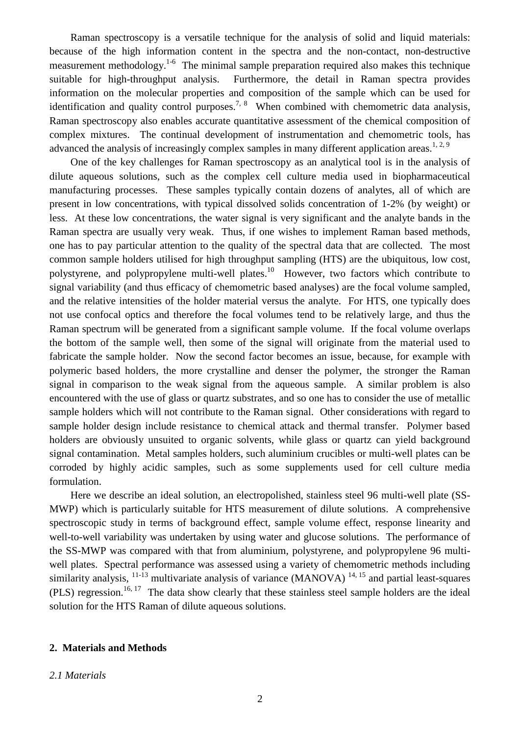Raman spectroscopy is a versatile technique for the analysis of solid and liquid materials: because of the high information content in the spectra and the non-contact, non-destructive measurement methodology.[1-6] The minimal sample preparation required also makes this technique suitable for high-throughput analysis. Furthermore, the detail in Raman spectra provides information on the molecular properties and composition of the sample which can be used for identification and quality control purposes.[7, 8] When combined with chemometric data analysis, Raman spectroscopy also enables accurate quantitative assessment of the chemical composition of complex mixtures. The continual development of instrumentation and chemometric tools, has advanced the analysis of increasingly complex samples in many different application areas.[1, 2, 9]

One of the key challenges for Raman spectroscopy as an analytical tool is in the analysis of dilute aqueous solutions, such as the complex cell culture media used in biopharmaceutical manufacturing processes. These samples typically contain dozens of analytes, all of which are present in low concentrations, with typical dissolved solids concentration of 1-2% (by weight) or less. At these low concentrations, the water signal is very significant and the analyte bands in the Raman spectra are usually very weak. Thus, if one wishes to implement Raman based methods, one has to pay particular attention to the quality of the spectral data that are collected. The most common sample holders utilised for high throughput sampling (HTS) are the ubiquitous, low cost, polystyrene, and polypropylene multi-well plates.[10] However, two factors which contribute to signal variability (and thus efficacy of chemometric based analyses) are the focal volume sampled, and the relative intensities of the holder material versus the analyte. For HTS, one typically does not use confocal optics and therefore the focal volumes tend to be relatively large, and thus the Raman spectrum will be generated from a significant sample volume. If the focal volume overlaps the bottom of the sample well, then some of the signal will originate from the material used to fabricate the sample holder. Now the second factor becomes an issue, because, for example with polymeric based holders, the more crystalline and denser the polymer, the stronger the Raman signal in comparison to the weak signal from the aqueous sample. A similar problem is also encountered with the use of glass or quartz substrates, and so one has to consider the use of metallic sample holders which will not contribute to the Raman signal. Other considerations with regard to sample holder design include resistance to chemical attack and thermal transfer. Polymer based holders are obviously unsuited to organic solvents, while glass or quartz can yield background signal contamination. Metal samples holders, such aluminium crucibles or multi-well plates can be corroded by highly acidic samples, such as some supplements used for cell culture media formulation.

Here we describe an ideal solution, an electropolished, stainless steel 96 multi-well plate (SS-MWP) which is particularly suitable for HTS measurement of dilute solutions. A comprehensive spectroscopic study in terms of background effect, sample volume effect, response linearity and well-to-well variability was undertaken by using water and glucose solutions. The performance of the SS-MWP was compared with that from aluminium, polystyrene, and polypropylene 96 multi-well plates. Spectral performance was assessed using a variety of chemometric methods including similarity analysis, [11-13] multivariate analysis of variance (MANOVA) [14, 15] and partial least-squares (PLS) regression.[16, 17] The data show clearly that these stainless steel sample holders are the ideal solution for the HTS Raman of dilute aqueous solutions.

## 2. Materials and Methods

### *2.1 Materials*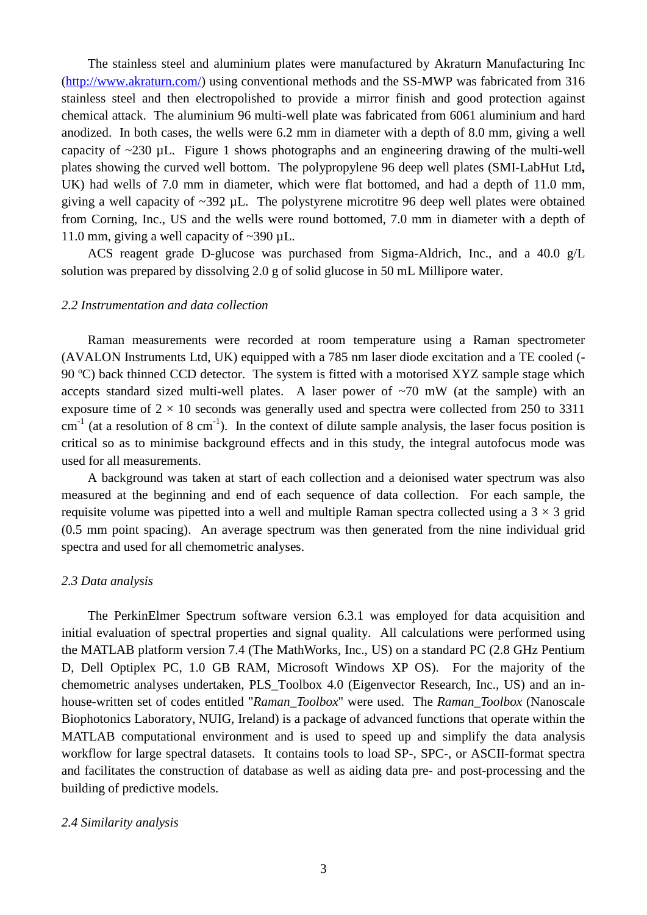The stainless steel and aluminium plates were manufactured by Akraturn Manufacturing Inc (http://www.akraturn.com/) using conventional methods and the SS-MWP was fabricated from 316 stainless steel and then electropolished to provide a mirror finish and good protection against chemical attack. The aluminium 96 multi-well plate was fabricated from 6061 aluminium and hard anodized. In both cases, the wells were 6.2 mm in diameter with a depth of 8.0 mm, giving a well capacity of ~230 µL. Figure 1 shows photographs and an engineering drawing of the multi-well plates showing the curved well bottom. The polypropylene 96 deep well plates (SMI-LabHut Ltd**,** UK) had wells of 7.0 mm in diameter, which were flat bottomed, and had a depth of 11.0 mm, giving a well capacity of ~392 µL. The polystyrene microtitre 96 deep well plates were obtained from Corning, Inc., US and the wells were round bottomed, 7.0 mm in diameter with a depth of 11.0 mm, giving a well capacity of ~390 µL.

ACS reagent grade D-glucose was purchased from Sigma-Aldrich, Inc., and a 40.0 g/L solution was prepared by dissolving 2.0 g of solid glucose in 50 mL Millipore water.

### *2.2 Instrumentation and data collection*

Raman measurements were recorded at room temperature using a Raman spectrometer (AVALON Instruments Ltd, UK) equipped with a 785 nm laser diode excitation and a TE cooled (-90 ºC) back thinned CCD detector. The system is fitted with a motorised XYZ sample stage which accepts standard sized multi-well plates. A laser power of ~70 mW (at the sample) with an exposure time of $2 \times 10$ seconds was generally used and spectra were collected from 250 to 3311 $cm^{-1}$ (at a resolution of 8 $cm^{-1}$). In the context of dilute sample analysis, the laser focus position is critical so as to minimise background effects and in this study, the integral autofocus mode was used for all measurements.

A background was taken at start of each collection and a deionised water spectrum was also measured at the beginning and end of each sequence of data collection. For each sample, the requisite volume was pipetted into a well and multiple Raman spectra collected using a $3 \times 3$ grid (0.5 mm point spacing). An average spectrum was then generated from the nine individual grid spectra and used for all chemometric analyses.

### *2.3 Data analysis*

The PerkinElmer Spectrum software version 6.3.1 was employed for data acquisition and initial evaluation of spectral properties and signal quality. All calculations were performed using the MATLAB platform version 7.4 (The MathWorks, Inc., US) on a standard PC (2.8 GHz Pentium D, Dell Optiplex PC, 1.0 GB RAM, Microsoft Windows XP OS). For the majority of the chemometric analyses undertaken, PLS_Toolbox 4.0 (Eigenvector Research, Inc., US) and an in-house-written set of codes entitled "*Raman_Toolbox*" were used. The *Raman_Toolbox* (Nanoscale Biophotonics Laboratory, NUIG, Ireland) is a package of advanced functions that operate within the MATLAB computational environment and is used to speed up and simplify the data analysis workflow for large spectral datasets. It contains tools to load SP-, SPC-, or ASCII-format spectra and facilitates the construction of database as well as aiding data pre- and post-processing and the building of predictive models.

### *2.4 Similarity analysis*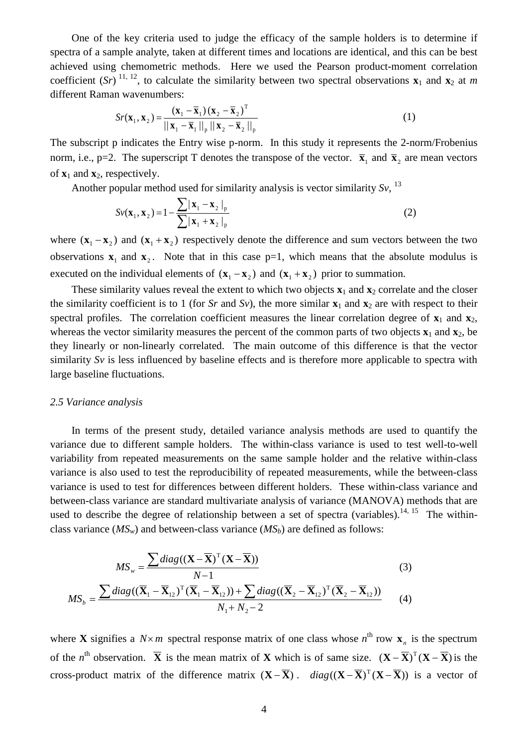One of the key criteria used to judge the efficacy of the sample holders is to determine if spectra of a sample analyte, taken at different times and locations are identical, and this can be best achieved using chemometric methods. Here we used the Pearson product-moment correlation coefficient (*Sr*) [11, 12], to calculate the similarity between two spectral observations $\mathbf{x}_1$ and $\mathbf{x}_2$ at *m* different Raman wavenumbers:

$$Sr(\mathbf{x}_1, \mathbf{x}_2) = \frac{(\mathbf{x}_1 - \overline{\mathbf{x}}_1)(\mathbf{x}_2 - \overline{\mathbf{x}}_2)^{\mathrm{T}}}{||\mathbf{x}_1 - \overline{\mathbf{x}}_1||_{\mathrm{p}} \, ||\mathbf{x}_2 - \overline{\mathbf{x}}_2||_{\mathrm{p}}} \quad (1)$$

The subscript p indicates the Entry wise p-norm. In this study it represents the 2-norm/Frobenius norm, i.e., p=2. The superscript T denotes the transpose of the vector. $\overline{\mathbf{x}}_1$ and $\overline{\mathbf{x}}_2$ are mean vectors of $\mathbf{x}_1$ and $\mathbf{x}_2$, respectively.

Another popular method used for similarity analysis is vector similarity *Sv*, [13]

$$Sv(\mathbf{x}_1, \mathbf{x}_2) = 1 - \frac{\sum |\mathbf{x}_1 - \mathbf{x}_2|_{\mathrm{p}}}{\sum |\mathbf{x}_1 + \mathbf{x}_2|_{\mathrm{p}}} \quad (2)$$

where $(\mathbf{x}_1 - \mathbf{x}_2)$ and $(\mathbf{x}_1 + \mathbf{x}_2)$ respectively denote the difference and sum vectors between the two observations $\mathbf{x}_1$ and $\mathbf{x}_2$. Note that in this case p=1, which means that the absolute modulus is executed on the individual elements of $(\mathbf{x}_1 - \mathbf{x}_2)$ and $(\mathbf{x}_1 + \mathbf{x}_2)$ prior to summation.

These similarity values reveal the extent to which two objects $\mathbf{x}_1$ and $\mathbf{x}_2$ correlate and the closer the similarity coefficient is to 1 (for *Sr* and *Sv*), the more similar $\mathbf{x}_1$ and $\mathbf{x}_2$ are with respect to their spectral profiles. The correlation coefficient measures the linear correlation degree of $\mathbf{x}_1$ and $\mathbf{x}_2$, whereas the vector similarity measures the percent of the common parts of two objects $\mathbf{x}_1$ and $\mathbf{x}_2$, be they linearly or non-linearly correlated. The main outcome of this difference is that the vector similarity *Sv* is less influenced by baseline effects and is therefore more applicable to spectra with large baseline fluctuations.

### *2.5 Variance analysis*

In terms of the present study, detailed variance analysis methods are used to quantify the variance due to different sample holders. The within-class variance is used to test well-to-well variability from repeated measurements on the same sample holder and the relative within-class variance is also used to test the reproducibility of repeated measurements, while the between-class variance is used to test for differences between different holders. These within-class variance and between-class variance are standard multivariate analysis of variance (MANOVA) methods that are used to describe the degree of relationship between a set of spectra (variables).[14, 15] The within-class variance ($MS_w$) and between-class variance ($MS_b$) are defined as follows:

$$MS_w = \frac{\sum diag((\mathbf{X} - \overline{\mathbf{X}})^{\mathrm{T}}(\mathbf{X} - \overline{\mathbf{X}}))}{N-1} \quad (3)$$

$$MS_b = \frac{\sum diag((\overline{\mathbf{X}}_1 - \overline{\mathbf{X}}_{12})^{\mathrm{T}}(\overline{\mathbf{X}}_1 - \overline{\mathbf{X}}_{12})) + \sum diag((\overline{\mathbf{X}}_2 - \overline{\mathbf{X}}_{12})^{\mathrm{T}}(\overline{\mathbf{X}}_2 - \overline{\mathbf{X}}_{12}))}{N_1 + N_2 - 2} \quad (4)$$

where $\mathbf{X}$ signifies a $N \times m$ spectral response matrix of one class whose $n^{\mathrm{th}}$ row $\mathbf{x}_n$ is the spectrum of the $n^{\mathrm{th}}$ observation. $\overline{\mathbf{X}}$ is the mean matrix of $\mathbf{X}$ which is of same size. $(\mathbf{X} - \overline{\mathbf{X}})^{\mathrm{T}}(\mathbf{X} - \overline{\mathbf{X}})$ is the cross-product matrix of the difference matrix $(\mathbf{X} - \overline{\mathbf{X}})$. $diag((\mathbf{X} - \overline{\mathbf{X}})^{\mathrm{T}}(\mathbf{X} - \overline{\mathbf{X}}))$ is a vector of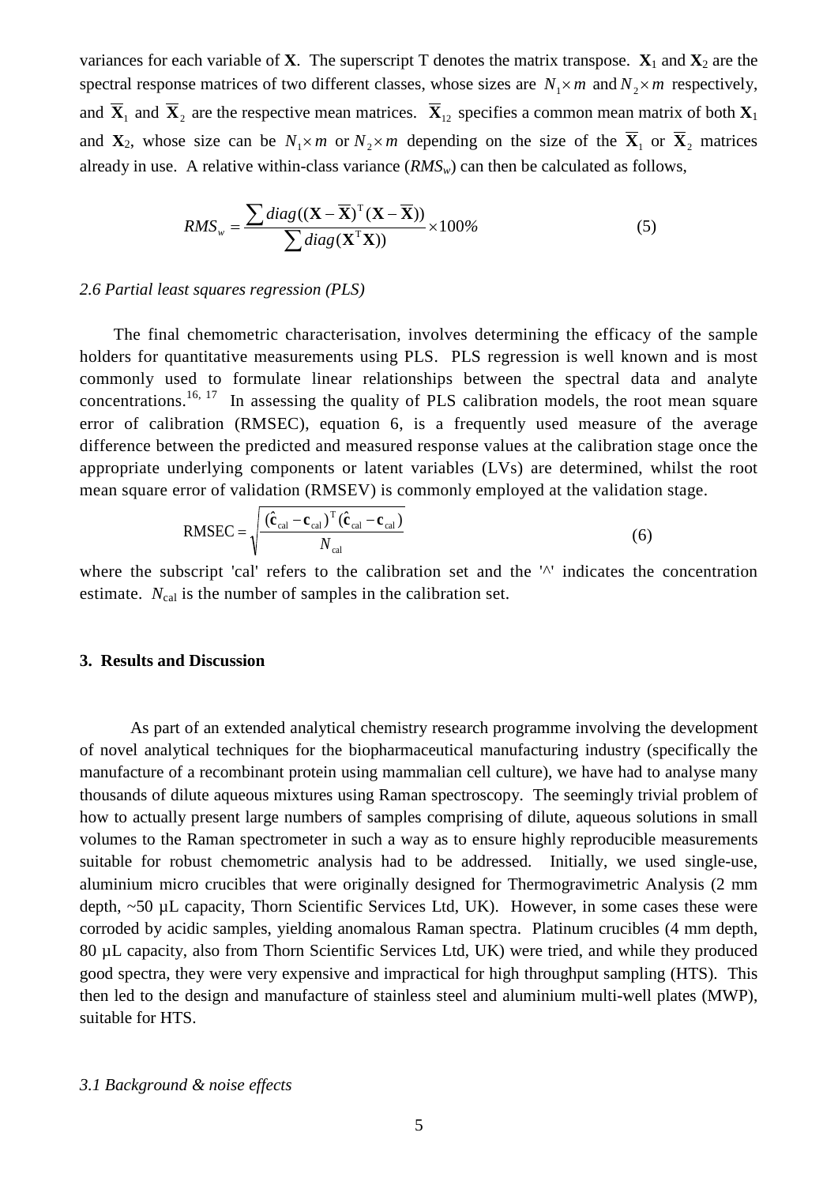variances for each variable of $\mathbf{X}$. The superscript T denotes the matrix transpose. $\mathbf{X}_1$ and $\mathbf{X}_2$ are the spectral response matrices of two different classes, whose sizes are $N_1 \times m$ and $N_2 \times m$ respectively, and $\overline{\mathbf{X}}_1$ and $\overline{\mathbf{X}}_2$ are the respective mean matrices. $\overline{\mathbf{X}}_{12}$ specifies a common mean matrix of both $\mathbf{X}_1$ and $\mathbf{X}_2$, whose size can be $N_1 \times m$ or $N_2 \times m$ depending on the size of the $\overline{\mathbf{X}}_1$ or $\overline{\mathbf{X}}_2$ matrices already in use. A relative within-class variance ($RMS_w$) can then be calculated as follows,

$$RMS_w = \frac{\sum diag((\mathbf{X} - \overline{\mathbf{X}})^{\mathrm{T}}(\mathbf{X} - \overline{\mathbf{X}}))}{\sum diag(\mathbf{X}^{\mathrm{T}}\mathbf{X})} \times 100\% \tag{5}$$

*2.6 Partial least squares regression (PLS)*

The final chemometric characterisation, involves determining the efficacy of the sample holders for quantitative measurements using PLS. PLS regression is well known and is most commonly used to formulate linear relationships between the spectral data and analyte concentrations.[16, 17] In assessing the quality of PLS calibration models, the root mean square error of calibration (RMSEC), equation 6, is a frequently used measure of the average difference between the predicted and measured response values at the calibration stage once the appropriate underlying components or latent variables (LVs) are determined, whilst the root mean square error of validation (RMSEV) is commonly employed at the validation stage.

$$\mathrm{RMSEC} = \sqrt{\frac{(\hat{\mathbf{c}}_{\mathrm{cal}} - \mathbf{c}_{\mathrm{cal}})^{\mathrm{T}}(\hat{\mathbf{c}}_{\mathrm{cal}} - \mathbf{c}_{\mathrm{cal}})}{N_{\mathrm{cal}}}} \tag{6}$$

where the subscript 'cal' refers to the calibration set and the '^' indicates the concentration estimate. $N_{\mathrm{cal}}$ is the number of samples in the calibration set.

## 3. Results and Discussion

As part of an extended analytical chemistry research programme involving the development of novel analytical techniques for the biopharmaceutical manufacturing industry (specifically the manufacture of a recombinant protein using mammalian cell culture), we have had to analyse many thousands of dilute aqueous mixtures using Raman spectroscopy. The seemingly trivial problem of how to actually present large numbers of samples comprising of dilute, aqueous solutions in small volumes to the Raman spectrometer in such a way as to ensure highly reproducible measurements suitable for robust chemometric analysis had to be addressed. Initially, we used single-use, aluminium micro crucibles that were originally designed for Thermogravimetric Analysis (2 mm depth, ~50 µL capacity, Thorn Scientific Services Ltd, UK). However, in some cases these were corroded by acidic samples, yielding anomalous Raman spectra. Platinum crucibles (4 mm depth, 80 µL capacity, also from Thorn Scientific Services Ltd, UK) were tried, and while they produced good spectra, they were very expensive and impractical for high throughput sampling (HTS). This then led to the design and manufacture of stainless steel and aluminium multi-well plates (MWP), suitable for HTS.

*3.1 Background & noise effects*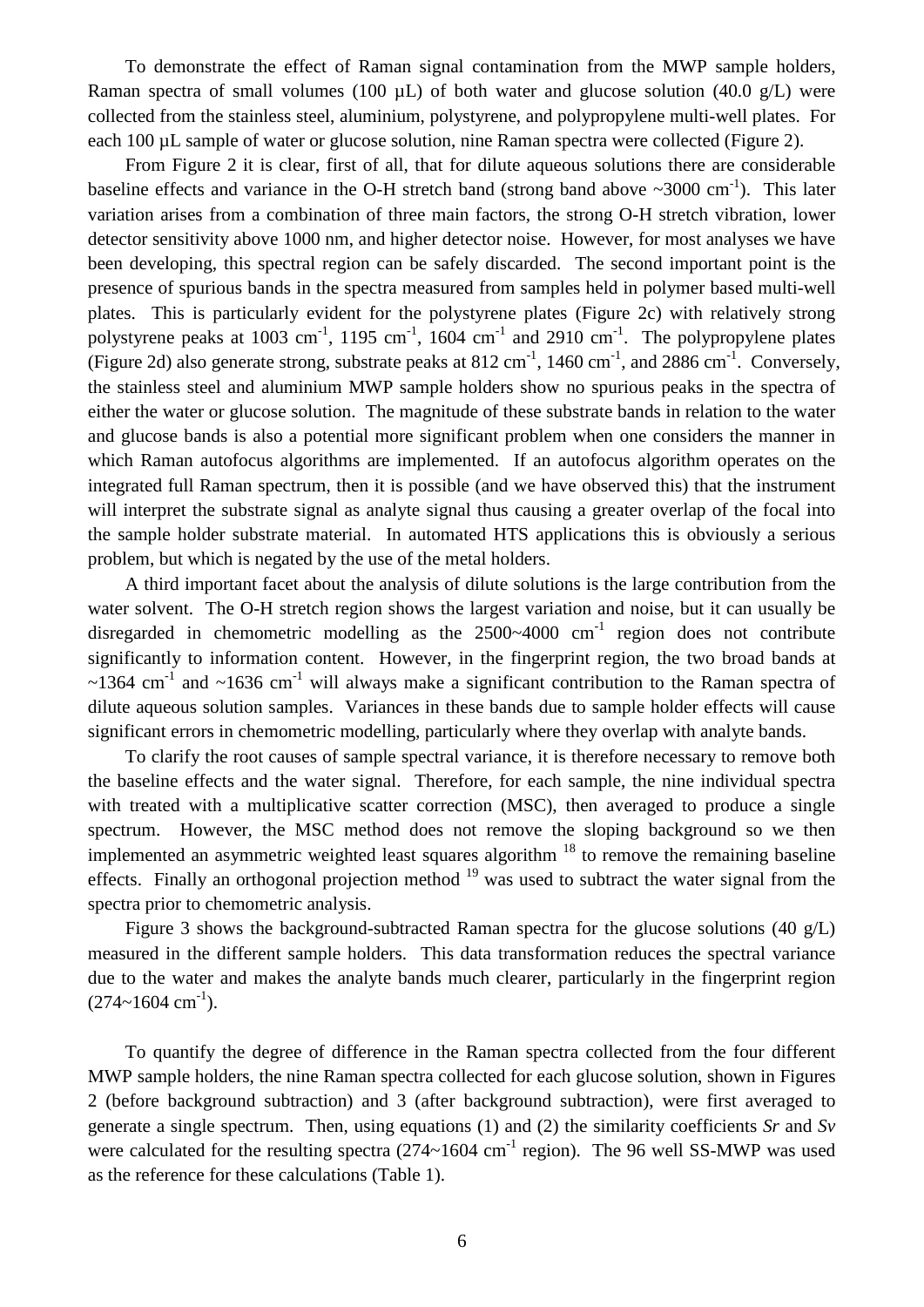To demonstrate the effect of Raman signal contamination from the MWP sample holders, Raman spectra of small volumes (100 µL) of both water and glucose solution (40.0 g/L) were collected from the stainless steel, aluminium, polystyrene, and polypropylene multi-well plates. For each 100 µL sample of water or glucose solution, nine Raman spectra were collected (Figure 2).

From Figure 2 it is clear, first of all, that for dilute aqueous solutions there are considerable baseline effects and variance in the O-H stretch band (strong band above ~3000 $cm^{-1}$). This later variation arises from a combination of three main factors, the strong O-H stretch vibration, lower detector sensitivity above 1000 nm, and higher detector noise. However, for most analyses we have been developing, this spectral region can be safely discarded. The second important point is the presence of spurious bands in the spectra measured from samples held in polymer based multi-well plates. This is particularly evident for the polystyrene plates (Figure 2c) with relatively strong polystyrene peaks at 1003 $cm^{-1}$, 1195 $cm^{-1}$, 1604 $cm^{-1}$ and 2910 $cm^{-1}$. The polypropylene plates (Figure 2d) also generate strong, substrate peaks at 812 $cm^{-1}$, 1460 $cm^{-1}$, and 2886 $cm^{-1}$. Conversely, the stainless steel and aluminium MWP sample holders show no spurious peaks in the spectra of either the water or glucose solution. The magnitude of these substrate bands in relation to the water and glucose bands is also a potential more significant problem when one considers the manner in which Raman autofocus algorithms are implemented. If an autofocus algorithm operates on the integrated full Raman spectrum, then it is possible (and we have observed this) that the instrument will interpret the substrate signal as analyte signal thus causing a greater overlap of the focal into the sample holder substrate material. In automated HTS applications this is obviously a serious problem, but which is negated by the use of the metal holders.

A third important facet about the analysis of dilute solutions is the large contribution from the water solvent. The O-H stretch region shows the largest variation and noise, but it can usually be disregarded in chemometric modelling as the 2500~4000 $cm^{-1}$ region does not contribute significantly to information content. However, in the fingerprint region, the two broad bands at ~1364 $cm^{-1}$ and ~1636 $cm^{-1}$ will always make a significant contribution to the Raman spectra of dilute aqueous solution samples. Variances in these bands due to sample holder effects will cause significant errors in chemometric modelling, particularly where they overlap with analyte bands.

To clarify the root causes of sample spectral variance, it is therefore necessary to remove both the baseline effects and the water signal. Therefore, for each sample, the nine individual spectra with treated with a multiplicative scatter correction (MSC), then averaged to produce a single spectrum. However, the MSC method does not remove the sloping background so we then implemented an asymmetric weighted least squares algorithm [18] to remove the remaining baseline effects. Finally an orthogonal projection method [19] was used to subtract the water signal from the spectra prior to chemometric analysis.

Figure 3 shows the background-subtracted Raman spectra for the glucose solutions (40 g/L) measured in the different sample holders. This data transformation reduces the spectral variance due to the water and makes the analyte bands much clearer, particularly in the fingerprint region (274~1604 $cm^{-1}$).

To quantify the degree of difference in the Raman spectra collected from the four different MWP sample holders, the nine Raman spectra collected for each glucose solution, shown in Figures 2 (before background subtraction) and 3 (after background subtraction), were first averaged to generate a single spectrum. Then, using equations (1) and (2) the similarity coefficients $Sr$ and $Sv$ were calculated for the resulting spectra (274~1604 $cm^{-1}$ region). The 96 well SS-MWP was used as the reference for these calculations (Table 1).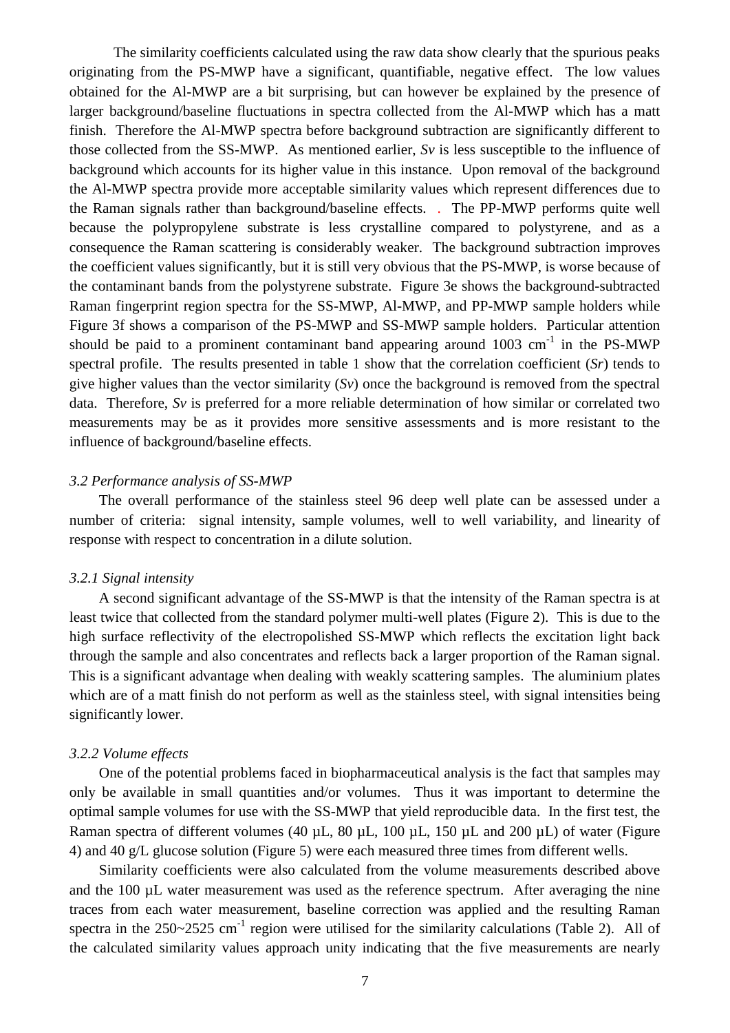The similarity coefficients calculated using the raw data show clearly that the spurious peaks originating from the PS-MWP have a significant, quantifiable, negative effect. The low values obtained for the Al-MWP are a bit surprising, but can however be explained by the presence of larger background/baseline fluctuations in spectra collected from the Al-MWP which has a matt finish. Therefore the Al-MWP spectra before background subtraction are significantly different to those collected from the SS-MWP. As mentioned earlier, *Sv* is less susceptible to the influence of background which accounts for its higher value in this instance. Upon removal of the background the Al-MWP spectra provide more acceptable similarity values which represent differences due to the Raman signals rather than background/baseline effects. . The PP-MWP performs quite well because the polypropylene substrate is less crystalline compared to polystyrene, and as a consequence the Raman scattering is considerably weaker. The background subtraction improves the coefficient values significantly, but it is still very obvious that the PS-MWP, is worse because of the contaminant bands from the polystyrene substrate. Figure 3e shows the background-subtracted Raman fingerprint region spectra for the SS-MWP, Al-MWP, and PP-MWP sample holders while Figure 3f shows a comparison of the PS-MWP and SS-MWP sample holders. Particular attention should be paid to a prominent contaminant band appearing around 1003 $cm^{-1}$ in the PS-MWP spectral profile. The results presented in table 1 show that the correlation coefficient (*Sr*) tends to give higher values than the vector similarity (*Sv*) once the background is removed from the spectral data. Therefore, *Sv* is preferred for a more reliable determination of how similar or correlated two measurements may be as it provides more sensitive assessments and is more resistant to the influence of background/baseline effects.

### *3.2 Performance analysis of SS-MWP*

The overall performance of the stainless steel 96 deep well plate can be assessed under a number of criteria: signal intensity, sample volumes, well to well variability, and linearity of response with respect to concentration in a dilute solution.

#### *3.2.1 Signal intensity*

A second significant advantage of the SS-MWP is that the intensity of the Raman spectra is at least twice that collected from the standard polymer multi-well plates (Figure 2). This is due to the high surface reflectivity of the electropolished SS-MWP which reflects the excitation light back through the sample and also concentrates and reflects back a larger proportion of the Raman signal. This is a significant advantage when dealing with weakly scattering samples. The aluminium plates which are of a matt finish do not perform as well as the stainless steel, with signal intensities being significantly lower.

#### *3.2.2 Volume effects*

One of the potential problems faced in biopharmaceutical analysis is the fact that samples may only be available in small quantities and/or volumes. Thus it was important to determine the optimal sample volumes for use with the SS-MWP that yield reproducible data. In the first test, the Raman spectra of different volumes (40 µL, 80 µL, 100 µL, 150 µL and 200 µL) of water (Figure 4) and 40 g/L glucose solution (Figure 5) were each measured three times from different wells.

Similarity coefficients were also calculated from the volume measurements described above and the 100 µL water measurement was used as the reference spectrum. After averaging the nine traces from each water measurement, baseline correction was applied and the resulting Raman spectra in the 250~2525 $cm^{-1}$ region were utilised for the similarity calculations (Table 2). All of the calculated similarity values approach unity indicating that the five measurements are nearly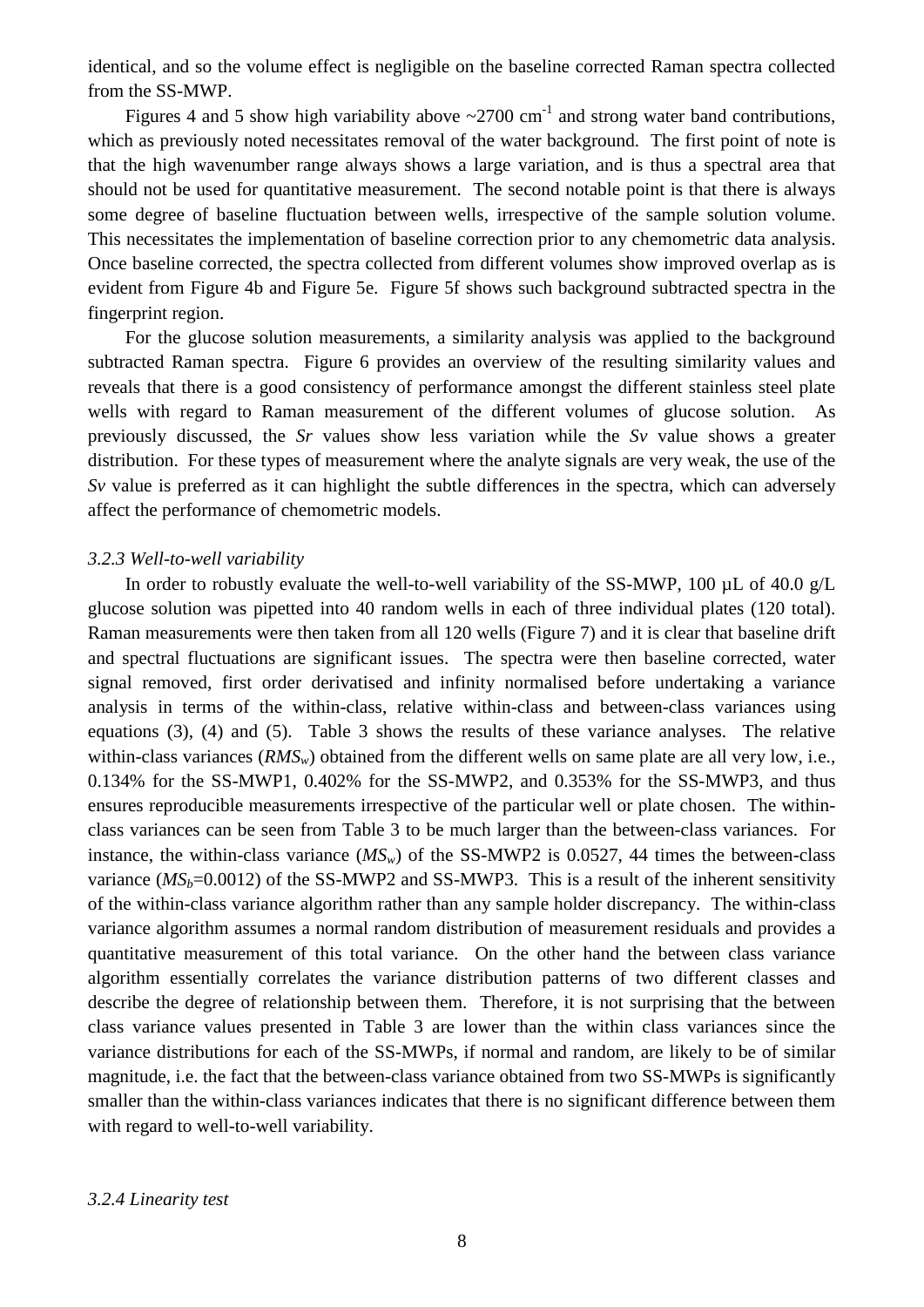identical, and so the volume effect is negligible on the baseline corrected Raman spectra collected from the SS-MWP.

Figures 4 and 5 show high variability above ~2700 $cm^{-1}$ and strong water band contributions, which as previously noted necessitates removal of the water background. The first point of note is that the high wavenumber range always shows a large variation, and is thus a spectral area that should not be used for quantitative measurement. The second notable point is that there is always some degree of baseline fluctuation between wells, irrespective of the sample solution volume. This necessitates the implementation of baseline correction prior to any chemometric data analysis. Once baseline corrected, the spectra collected from different volumes show improved overlap as is evident from Figure 4b and Figure 5e. Figure 5f shows such background subtracted spectra in the fingerprint region.

For the glucose solution measurements, a similarity analysis was applied to the background subtracted Raman spectra. Figure 6 provides an overview of the resulting similarity values and reveals that there is a good consistency of performance amongst the different stainless steel plate wells with regard to Raman measurement of the different volumes of glucose solution. As previously discussed, the $Sr$ values show less variation while the $Sv$ value shows a greater distribution. For these types of measurement where the analyte signals are very weak, the use of the $Sv$ value is preferred as it can highlight the subtle differences in the spectra, which can adversely affect the performance of chemometric models.

### *3.2.3 Well-to-well variability*

In order to robustly evaluate the well-to-well variability of the SS-MWP, 100 µL of 40.0 g/L glucose solution was pipetted into 40 random wells in each of three individual plates (120 total). Raman measurements were then taken from all 120 wells (Figure 7) and it is clear that baseline drift and spectral fluctuations are significant issues. The spectra were then baseline corrected, water signal removed, first order derivatised and infinity normalised before undertaking a variance analysis in terms of the within-class, relative within-class and between-class variances using equations (3), (4) and (5). Table 3 shows the results of these variance analyses. The relative within-class variances ($RMS_w$) obtained from the different wells on same plate are all very low, i.e., 0.134% for the SS-MWP1, 0.402% for the SS-MWP2, and 0.353% for the SS-MWP3, and thus ensures reproducible measurements irrespective of the particular well or plate chosen. The within-class variances can be seen from Table 3 to be much larger than the between-class variances. For instance, the within-class variance ($MS_w$) of the SS-MWP2 is 0.0527, 44 times the between-class variance ($MS_b$=0.0012) of the SS-MWP2 and SS-MWP3. This is a result of the inherent sensitivity of the within-class variance algorithm rather than any sample holder discrepancy. The within-class variance algorithm assumes a normal random distribution of measurement residuals and provides a quantitative measurement of this total variance. On the other hand the between class variance algorithm essentially correlates the variance distribution patterns of two different classes and describe the degree of relationship between them. Therefore, it is not surprising that the between class variance values presented in Table 3 are lower than the within class variances since the variance distributions for each of the SS-MWPs, if normal and random, are likely to be of similar magnitude, i.e. the fact that the between-class variance obtained from two SS-MWPs is significantly smaller than the within-class variances indicates that there is no significant difference between them with regard to well-to-well variability.

### *3.2.4 Linearity test*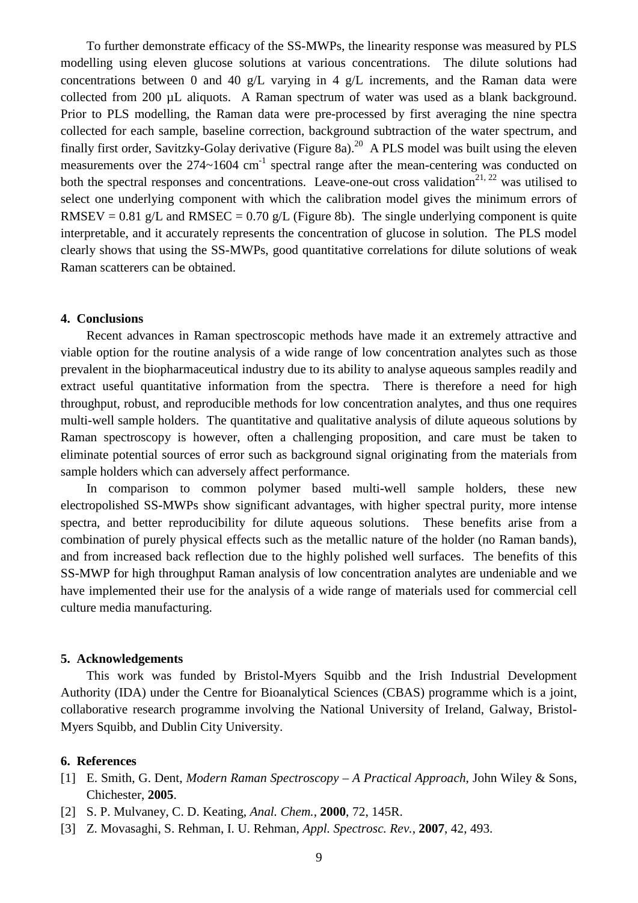To further demonstrate efficacy of the SS-MWPs, the linearity response was measured by PLS modelling using eleven glucose solutions at various concentrations. The dilute solutions had concentrations between 0 and 40 g/L varying in 4 g/L increments, and the Raman data were collected from 200 µL aliquots. A Raman spectrum of water was used as a blank background. Prior to PLS modelling, the Raman data were pre-processed by first averaging the nine spectra collected for each sample, baseline correction, background subtraction of the water spectrum, and finally first order, Savitzky-Golay derivative (Figure 8a).[20] A PLS model was built using the eleven measurements over the 274~1604 $cm^{-1}$ spectral range after the mean-centering was conducted on both the spectral responses and concentrations. Leave-one-out cross validation[21, 22] was utilised to select one underlying component with which the calibration model gives the minimum errors of RMSEV = 0.81 g/L and RMSEC = 0.70 g/L (Figure 8b). The single underlying component is quite interpretable, and it accurately represents the concentration of glucose in solution. The PLS model clearly shows that using the SS-MWPs, good quantitative correlations for dilute solutions of weak Raman scatterers can be obtained.

## 4. Conclusions

Recent advances in Raman spectroscopic methods have made it an extremely attractive and viable option for the routine analysis of a wide range of low concentration analytes such as those prevalent in the biopharmaceutical industry due to its ability to analyse aqueous samples readily and extract useful quantitative information from the spectra. There is therefore a need for high throughput, robust, and reproducible methods for low concentration analytes, and thus one requires multi-well sample holders. The quantitative and qualitative analysis of dilute aqueous solutions by Raman spectroscopy is however, often a challenging proposition, and care must be taken to eliminate potential sources of error such as background signal originating from the materials from sample holders which can adversely affect performance.

In comparison to common polymer based multi-well sample holders, these new electropolished SS-MWPs show significant advantages, with higher spectral purity, more intense spectra, and better reproducibility for dilute aqueous solutions. These benefits arise from a combination of purely physical effects such as the metallic nature of the holder (no Raman bands), and from increased back reflection due to the highly polished well surfaces. The benefits of this SS-MWP for high throughput Raman analysis of low concentration analytes are undeniable and we have implemented their use for the analysis of a wide range of materials used for commercial cell culture media manufacturing.

## 5. Acknowledgements

This work was funded by Bristol-Myers Squibb and the Irish Industrial Development Authority (IDA) under the Centre for Bioanalytical Sciences (CBAS) programme which is a joint, collaborative research programme involving the National University of Ireland, Galway, Bristol-Myers Squibb, and Dublin City University.

## 6. References

[1] E. Smith, G. Dent, *Modern Raman Spectroscopy – A Practical Approach*, John Wiley & Sons, Chichester, **2005**.

[2] S. P. Mulvaney, C. D. Keating, *Anal. Chem.*, **2000**, 72, 145R.

[3] Z. Movasaghi, S. Rehman, I. U. Rehman, *Appl. Spectrosc. Rev.*, **2007**, 42, 493.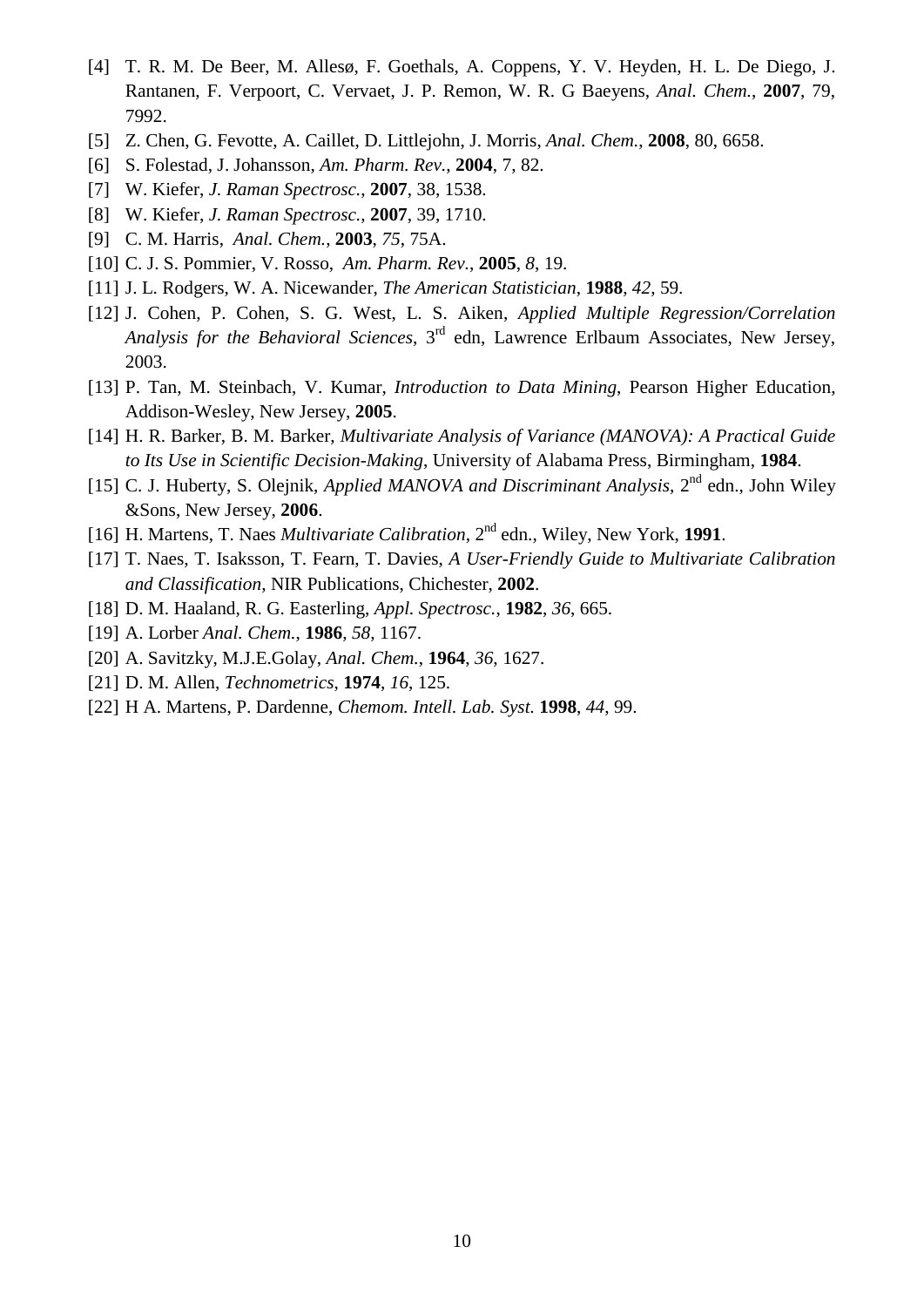[4] T. R. M. De Beer, M. Allesø, F. Goethals, A. Coppens, Y. V. Heyden, H. L. De Diego, J. Rantanen, F. Verpoort, C. Vervaet, J. P. Remon, W. R. G Baeyens, *Anal. Chem.*, **2007**, 79, 7992.

[5] Z. Chen, G. Fevotte, A. Caillet, D. Littlejohn, J. Morris, *Anal. Chem.*, **2008**, 80, 6658.

[6] S. Folestad, J. Johansson, *Am. Pharm. Rev.*, **2004**, 7, 82.

[7] W. Kiefer, *J. Raman Spectrosc.*, **2007**, 38, 1538.

[8] W. Kiefer, *J. Raman Spectrosc.*, **2007**, 39, 1710.

[9] C. M. Harris, *Anal. Chem.*, **2003**, *75*, 75A.

[10] C. J. S. Pommier, V. Rosso, *Am. Pharm. Rev.*, **2005**, *8*, 19.

[11] J. L. Rodgers, W. A. Nicewander, *The American Statistician*, **1988**, *42*, 59.

[12] J. Cohen, P. Cohen, S. G. West, L. S. Aiken, *Applied Multiple Regression/Correlation Analysis for the Behavioral Sciences*, 3rd edn, Lawrence Erlbaum Associates, New Jersey, 2003.

[13] P. Tan, M. Steinbach, V. Kumar, *Introduction to Data Mining*, Pearson Higher Education, Addison-Wesley, New Jersey, **2005**.

[14] H. R. Barker, B. M. Barker, *Multivariate Analysis of Variance (MANOVA): A Practical Guide to Its Use in Scientific Decision-Making*, University of Alabama Press, Birmingham, **1984**.

[15] C. J. Huberty, S. Olejnik, *Applied MANOVA and Discriminant Analysis*, 2nd edn., John Wiley &Sons, New Jersey, **2006**.

[16] H. Martens, T. Naes *Multivariate Calibration*, 2nd edn., Wiley, New York, **1991**.

[17] T. Naes, T. Isaksson, T. Fearn, T. Davies, *A User-Friendly Guide to Multivariate Calibration and Classification*, NIR Publications, Chichester, **2002**.

[18] D. M. Haaland, R. G. Easterling, *Appl. Spectrosc.*, **1982**, *36*, 665.

[19] A. Lorber *Anal. Chem.*, **1986**, *58*, 1167.

[20] A. Savitzky, M.J.E.Golay, *Anal. Chem.*, **1964**, *36*, 1627.

[21] D. M. Allen, *Technometrics*, **1974**, *16*, 125.

[22] H A. Martens, P. Dardenne, *Chemom. Intell. Lab. Syst.* **1998**, *44*, 99.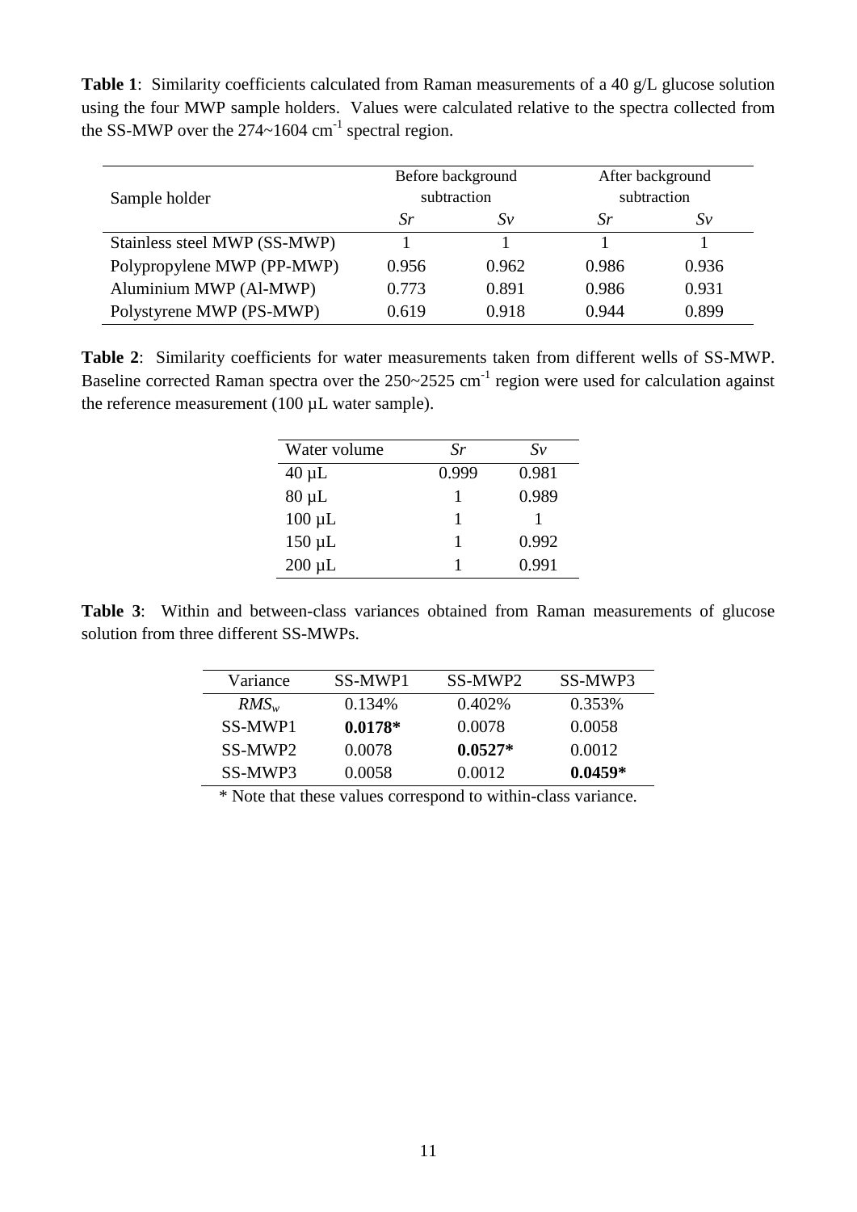**Table 1**: Similarity coefficients calculated from Raman measurements of a 40 g/L glucose solution using the four MWP sample holders. Values were calculated relative to the spectra collected from the SS-MWP over the 274~1604 $cm^{-1}$ spectral region.

| Sample holder | Before background subtraction | | After background subtraction | |
|---|---|---|---|---|
| | *Sr* | *Sv* | *Sr* | *Sv* |
| Stainless steel MWP (SS-MWP) | 1 | 1 | 1 | 1 |
| Polypropylene MWP (PP-MWP) | 0.956 | 0.962 | 0.986 | 0.936 |
| Aluminium MWP (Al-MWP) | 0.773 | 0.891 | 0.986 | 0.931 |
| Polystyrene MWP (PS-MWP) | 0.619 | 0.918 | 0.944 | 0.899 |

**Table 2**: Similarity coefficients for water measurements taken from different wells of SS-MWP. Baseline corrected Raman spectra over the 250~2525 $cm^{-1}$ region were used for calculation against the reference measurement (100 µL water sample).

| Water volume | *Sr* | *Sv* |
|---|---|---|
| 40 µL | 0.999 | 0.981 |
| 80 µL | 1 | 0.989 |
| 100 µL | 1 | 1 |
| 150 µL | 1 | 0.992 |
| 200 µL | 1 | 0.991 |

**Table 3**: Within and between-class variances obtained from Raman measurements of glucose solution from three different SS-MWPs.

| Variance | SS-MWP1 | SS-MWP2 | SS-MWP3 |
|---|---|---|---|
| $RMS_w$ | 0.134% | 0.402% | 0.353% |
| SS-MWP1 | **0.0178*** | 0.0078 | 0.0058 |
| SS-MWP2 | 0.0078 | **0.0527*** | 0.0012 |
| SS-MWP3 | 0.0058 | 0.0012 | **0.0459*** |

* Note that these values correspond to within-class variance.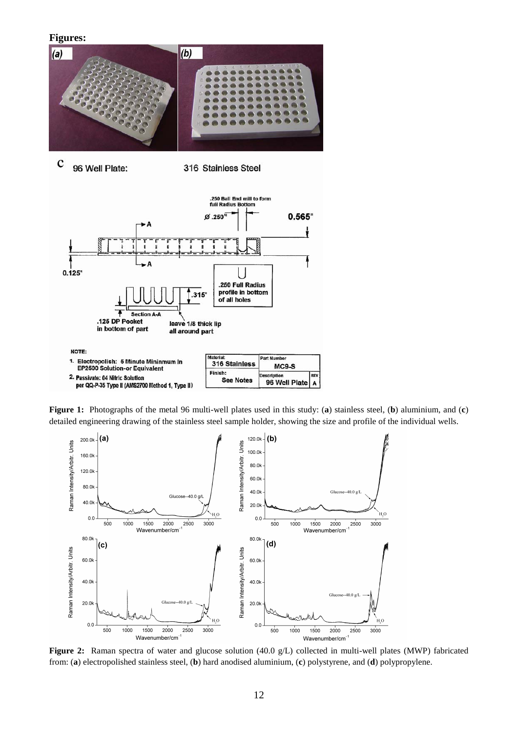**Figures:**

**Figure 1:** Photographs of the metal 96 multi-well plates used in this study: (**a**) stainless steel, (**b**) aluminium, and (**c**) detailed engineering drawing of the stainless steel sample holder, showing the size and profile of the individual wells.

**Figure 2:** Raman spectra of water and glucose solution (40.0 g/L) collected in multi-well plates (MWP) fabricated from: (**a**) electropolished stainless steel, (**b**) hard anodised aluminium, (**c**) polystyrene, and (**d**) polypropylene.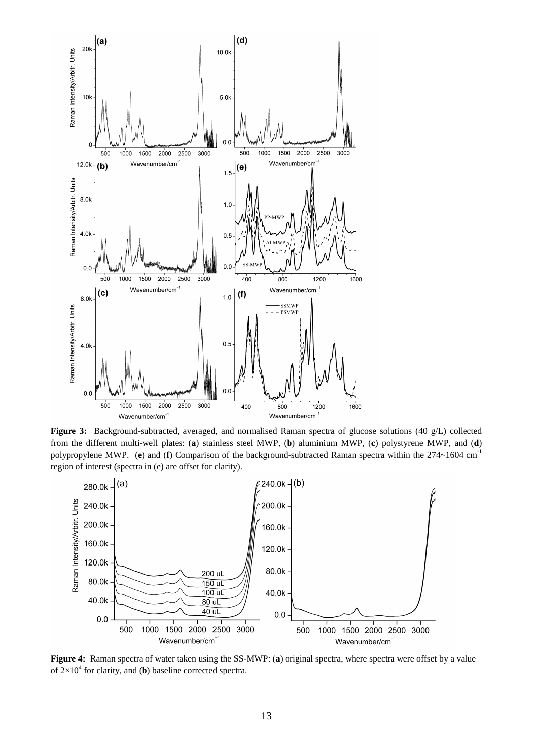**Figure 3:** Background-subtracted, averaged, and normalised Raman spectra of glucose solutions (40 g/L) collected from the different multi-well plates: (**a**) stainless steel MWP, (**b**) aluminium MWP, (**c**) polystyrene MWP, and (**d**) polypropylene MWP. (**e**) and (**f**) Comparison of the background-subtracted Raman spectra within the 274~1604 $cm^{-1}$ region of interest (spectra in (e) are offset for clarity).

**Figure 4:** Raman spectra of water taken using the SS-MWP: (**a**) original spectra, where spectra were offset by a value of $2\times10^4$ for clarity, and (**b**) baseline corrected spectra.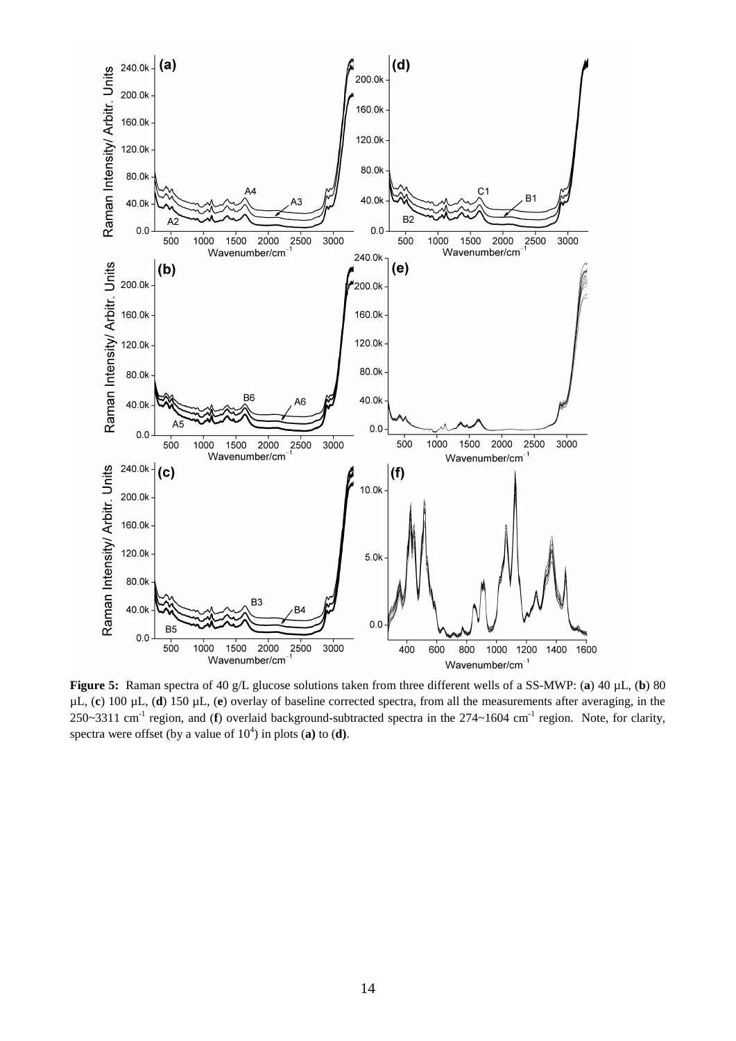**Figure 5:** Raman spectra of 40 g/L glucose solutions taken from three different wells of a SS-MWP: (**a**) 40 µL, (**b**) 80 µL, (**c**) 100 µL, (**d**) 150 µL, (**e**) overlay of baseline corrected spectra, from all the measurements after averaging, in the 250~3311 $cm^{-1}$ region, and (**f**) overlaid background-subtracted spectra in the 274~1604 $cm^{-1}$ region. Note, for clarity, spectra were offset (by a value of $10^4$) in plots (**a**) to (**d**).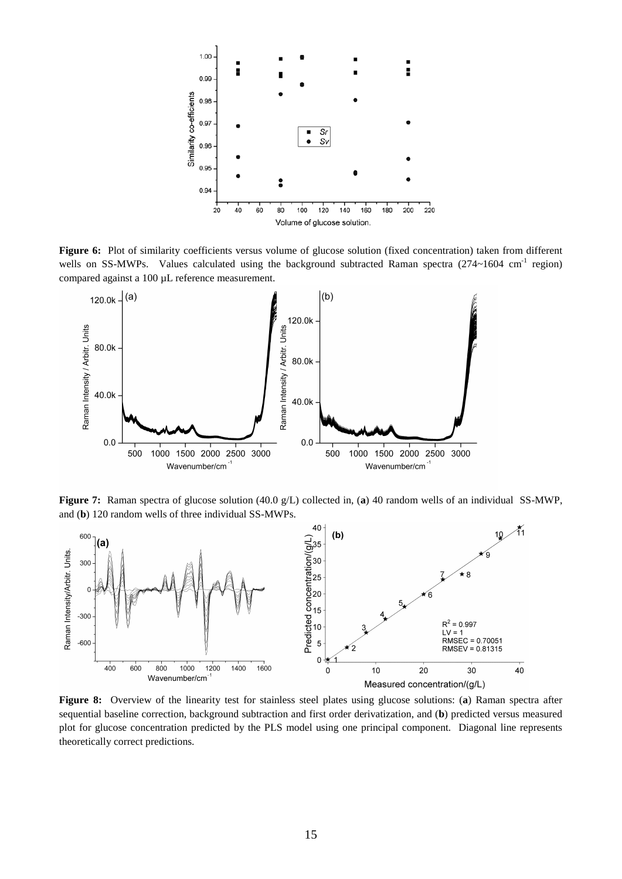1.00
0.99
0.98
0.97
0.96
0.95
0.94
Similarity co-efficients
20 40 60 80 100 120 140 160 180 200 220
Volume of glucose solution.
Sr
Sv

**Figure 6:** Plot of similarity coefficients versus volume of glucose solution (fixed concentration) taken from different wells on SS-MWPs. Values calculated using the background subtracted Raman spectra (274~1604 $cm^{-1}$ region) compared against a 100 µL reference measurement.

(a)
120.0k
80.0k
40.0k
0.0
Raman Intensity / Arbitr. Units
500 1000 1500 2000 2500 3000
Wavenumber/$cm^{-1}$

(b)
120.0k
80.0k
40.0k
0.0
Raman Intensity / Arbitr. Units
500 1000 1500 2000 2500 3000
Wavenumber/$cm^{-1}$

**Figure 7:** Raman spectra of glucose solution (40.0 g/L) collected in, (**a**) 40 random wells of an individual SS-MWP, and (**b**) 120 random wells of three individual SS-MWPs.

(a)
600
300
0
-300
-600
Raman Intensity/Arbitr. Units.
400 600 800 1000 1200 1400 1600
Wavenumber/$cm^{-1}$

(b)
40
35
30
25
20
15
10
5
0
Predicted concentration/(g/L)
0 10 20 30 40
Measured concentration/(g/L)
1 2 3 4 5 6 7 8 9 10 11
$R^2 = 0.997$
LV = 1
RMSEC = 0.70051
RMSEV = 0.81315

**Figure 8:** Overview of the linearity test for stainless steel plates using glucose solutions: (**a**) Raman spectra after sequential baseline correction, background subtraction and first order derivatization, and (**b**) predicted versus measured plot for glucose concentration predicted by the PLS model using one principal component. Diagonal line represents theoretically correct predictions.